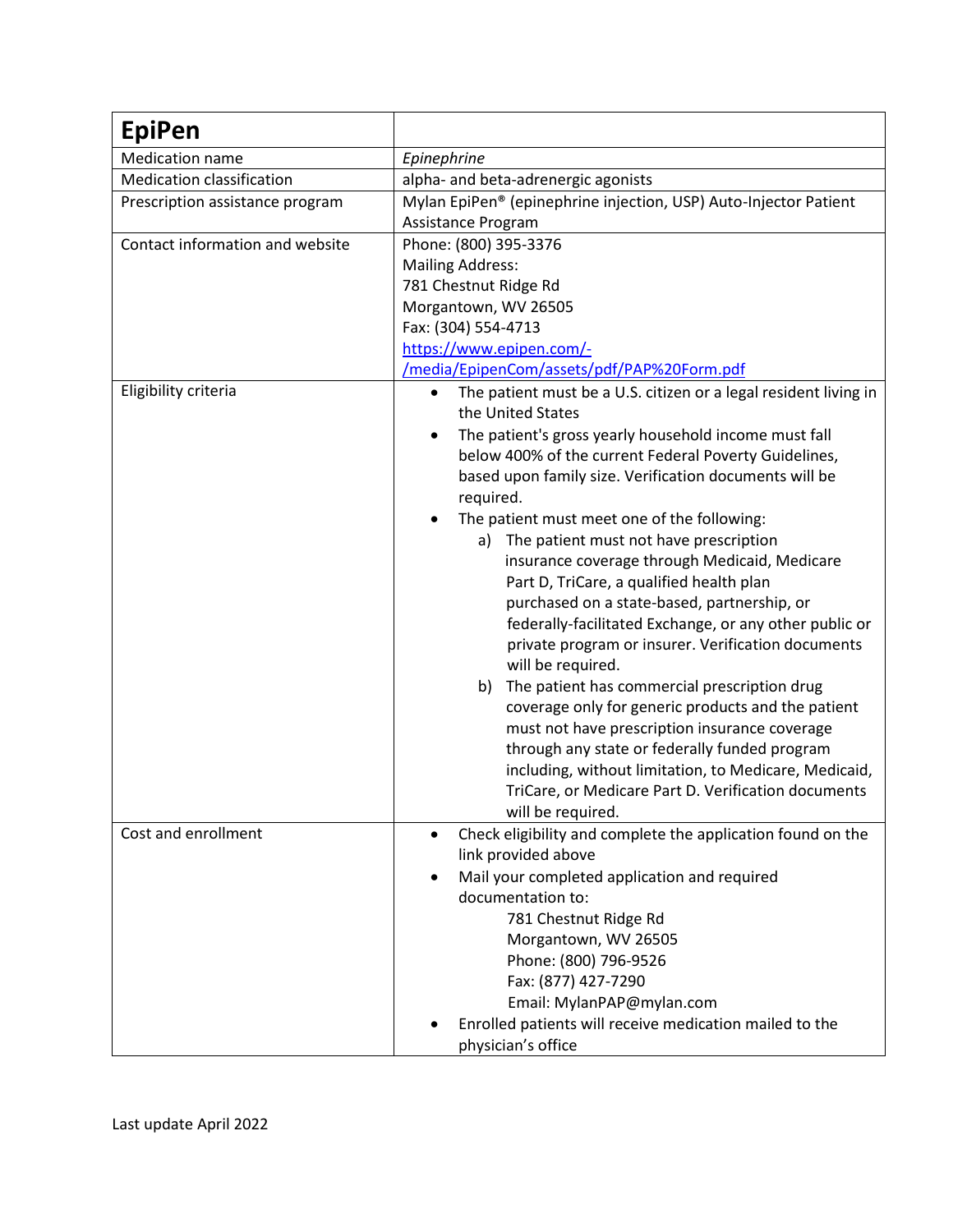| EpiPen | |
|---|---|
| Medication name | *Epinephrine* |
| Medication classification | alpha- and beta-adrenergic agonists |
| Prescription assistance program | Mylan EpiPen® (epinephrine injection, USP) Auto-Injector Patient Assistance Program |
| Contact information and website | Phone: (800) 395-3376<br>Mailing Address:<br>781 Chestnut Ridge Rd<br>Morgantown, WV 26505<br>Fax: (304) 554-4713<br>[https://www.epipen.com/-/media/EpipenCom/assets/pdf/PAP%20Form.pdf](https://www.epipen.com/-/media/EpipenCom/assets/pdf/PAP%20Form.pdf) |
| Eligibility criteria | • The patient must be a U.S. citizen or a legal resident living in the United States<br>• The patient's gross yearly household income must fall below 400% of the current Federal Poverty Guidelines, based upon family size. Verification documents will be required.<br>• The patient must meet one of the following:<br>a) The patient must not have prescription insurance coverage through Medicaid, Medicare Part D, TriCare, a qualified health plan purchased on a state-based, partnership, or federally-facilitated Exchange, or any other public or private program or insurer. Verification documents will be required.<br>b) The patient has commercial prescription drug coverage only for generic products and the patient must not have prescription insurance coverage through any state or federally funded program including, without limitation, to Medicare, Medicaid, TriCare, or Medicare Part D. Verification documents will be required. |
| Cost and enrollment | • Check eligibility and complete the application found on the link provided above<br>• Mail your completed application and required documentation to:<br>781 Chestnut Ridge Rd<br>Morgantown, WV 26505<br>Phone: (800) 796-9526<br>Fax: (877) 427-7290<br>Email: MylanPAP@mylan.com<br>• Enrolled patients will receive medication mailed to the physician's office |

Last update April 2022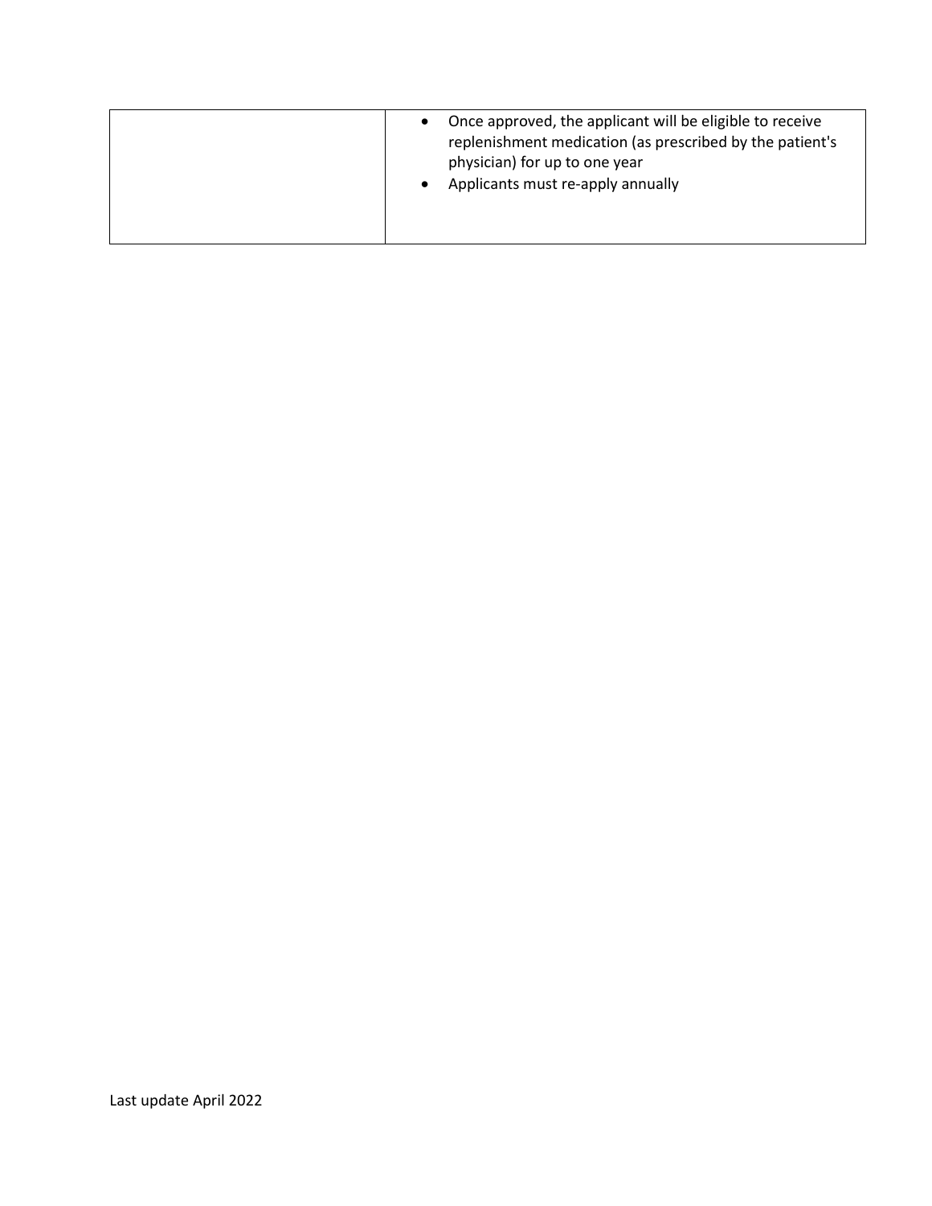| | |
|---|---|
| | • Once approved, the applicant will be eligible to receive replenishment medication (as prescribed by the patient's physician) for up to one year<br>• Applicants must re-apply annually |

Last update April 2022